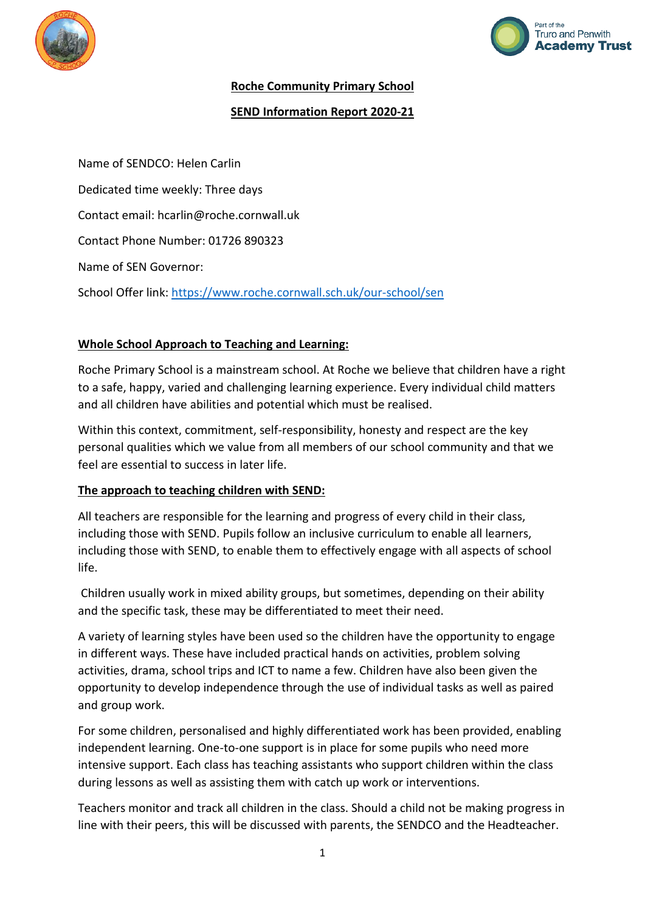**Roche Community Primary School**

**SEND Information Report 2020-21**

Name of SENDCO: Helen Carlin

Dedicated time weekly: Three days

Contact email: hcarlin@roche.cornwall.uk

Contact Phone Number: 01726 890323

Name of SEN Governor:

School Offer link: https://www.roche.cornwall.sch.uk/our-school/sen

## Whole School Approach to Teaching and Learning:

Roche Primary School is a mainstream school. At Roche we believe that children have a right to a safe, happy, varied and challenging learning experience. Every individual child matters and all children have abilities and potential which must be realised.

Within this context, commitment, self-responsibility, honesty and respect are the key personal qualities which we value from all members of our school community and that we feel are essential to success in later life.

## The approach to teaching children with SEND:

All teachers are responsible for the learning and progress of every child in their class, including those with SEND. Pupils follow an inclusive curriculum to enable all learners, including those with SEND, to enable them to effectively engage with all aspects of school life.

Children usually work in mixed ability groups, but sometimes, depending on their ability and the specific task, these may be differentiated to meet their need.

A variety of learning styles have been used so the children have the opportunity to engage in different ways. These have included practical hands on activities, problem solving activities, drama, school trips and ICT to name a few. Children have also been given the opportunity to develop independence through the use of individual tasks as well as paired and group work.

For some children, personalised and highly differentiated work has been provided, enabling independent learning. One-to-one support is in place for some pupils who need more intensive support. Each class has teaching assistants who support children within the class during lessons as well as assisting them with catch up work or interventions.

Teachers monitor and track all children in the class. Should a child not be making progress in line with their peers, this will be discussed with parents, the SENDCO and the Headteacher.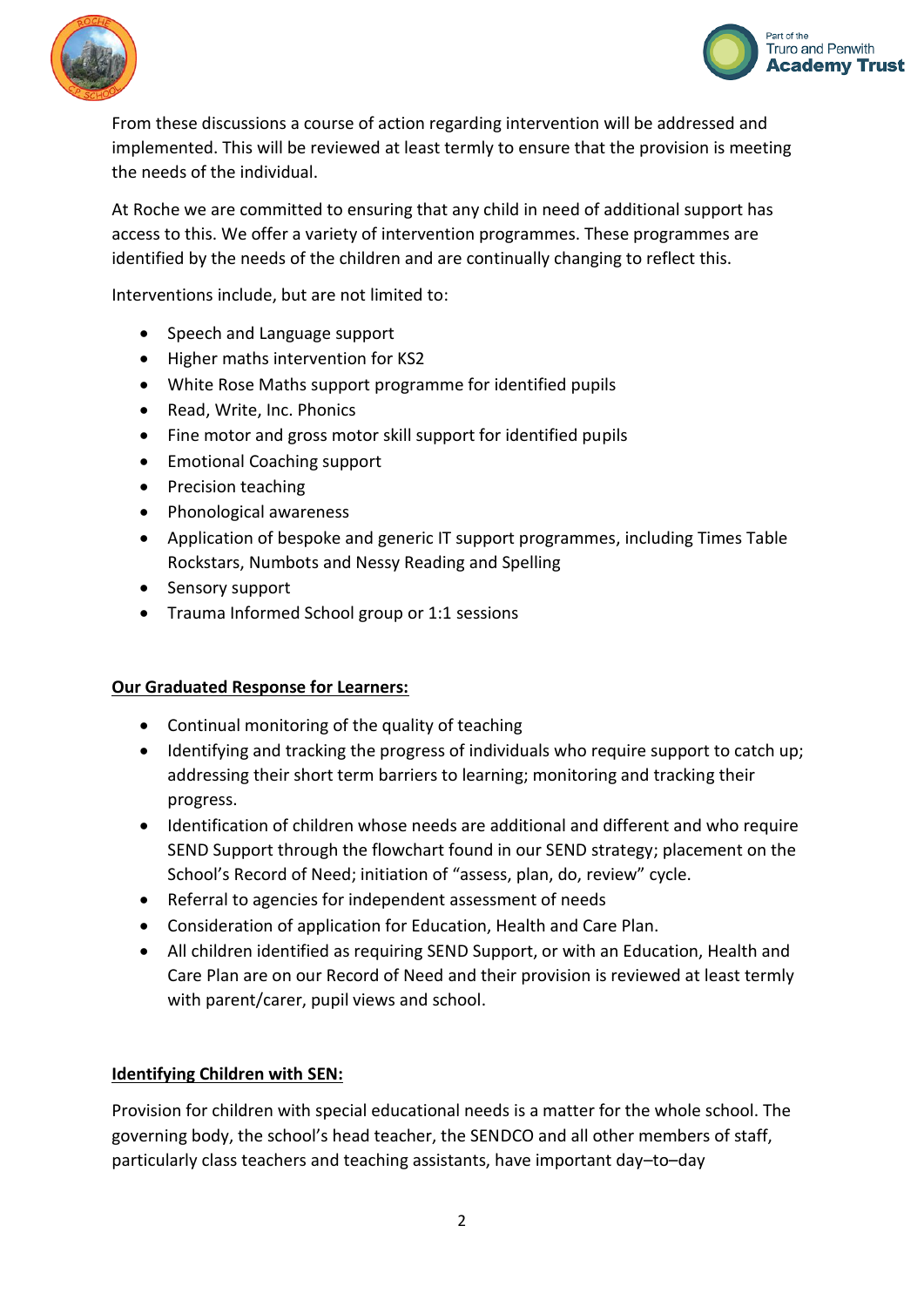From these discussions a course of action regarding intervention will be addressed and implemented. This will be reviewed at least termly to ensure that the provision is meeting the needs of the individual.

At Roche we are committed to ensuring that any child in need of additional support has access to this. We offer a variety of intervention programmes. These programmes are identified by the needs of the children and are continually changing to reflect this.

Interventions include, but are not limited to:

- Speech and Language support
- Higher maths intervention for KS2
- White Rose Maths support programme for identified pupils
- Read, Write, Inc. Phonics
- Fine motor and gross motor skill support for identified pupils
- Emotional Coaching support
- Precision teaching
- Phonological awareness
- Application of bespoke and generic IT support programmes, including Times Table Rockstars, Numbots and Nessy Reading and Spelling
- Sensory support
- Trauma Informed School group or 1:1 sessions

**Our Graduated Response for Learners:**

- Continual monitoring of the quality of teaching
- Identifying and tracking the progress of individuals who require support to catch up; addressing their short term barriers to learning; monitoring and tracking their progress.
- Identification of children whose needs are additional and different and who require SEND Support through the flowchart found in our SEND strategy; placement on the School's Record of Need; initiation of "assess, plan, do, review" cycle.
- Referral to agencies for independent assessment of needs
- Consideration of application for Education, Health and Care Plan.
- All children identified as requiring SEND Support, or with an Education, Health and Care Plan are on our Record of Need and their provision is reviewed at least termly with parent/carer, pupil views and school.

**Identifying Children with SEN:**

Provision for children with special educational needs is a matter for the whole school. The governing body, the school's head teacher, the SENDCO and all other members of staff, particularly class teachers and teaching assistants, have important day–to–day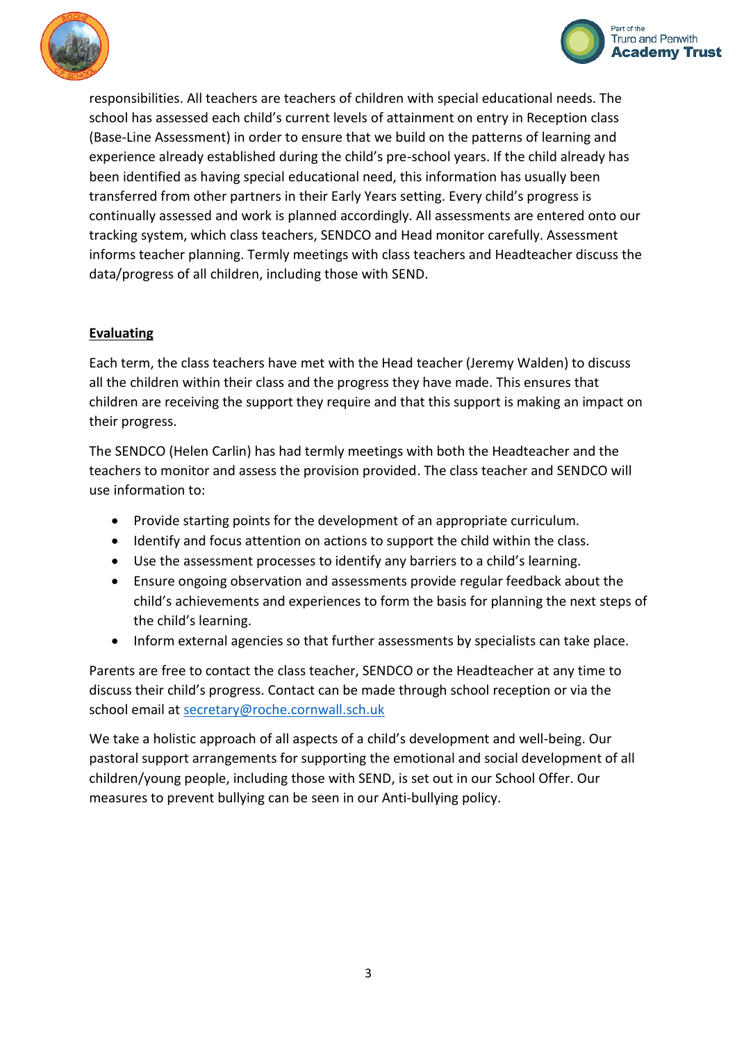responsibilities. All teachers are teachers of children with special educational needs. The school has assessed each child's current levels of attainment on entry in Reception class (Base-Line Assessment) in order to ensure that we build on the patterns of learning and experience already established during the child's pre-school years. If the child already has been identified as having special educational need, this information has usually been transferred from other partners in their Early Years setting. Every child's progress is continually assessed and work is planned accordingly. All assessments are entered onto our tracking system, which class teachers, SENDCO and Head monitor carefully. Assessment informs teacher planning. Termly meetings with class teachers and Headteacher discuss the data/progress of all children, including those with SEND.

## Evaluating

Each term, the class teachers have met with the Head teacher (Jeremy Walden) to discuss all the children within their class and the progress they have made. This ensures that children are receiving the support they require and that this support is making an impact on their progress.

The SENDCO (Helen Carlin) has had termly meetings with both the Headteacher and the teachers to monitor and assess the provision provided. The class teacher and SENDCO will use information to:

- Provide starting points for the development of an appropriate curriculum.
- Identify and focus attention on actions to support the child within the class.
- Use the assessment processes to identify any barriers to a child's learning.
- Ensure ongoing observation and assessments provide regular feedback about the child's achievements and experiences to form the basis for planning the next steps of the child's learning.
- Inform external agencies so that further assessments by specialists can take place.

Parents are free to contact the class teacher, SENDCO or the Headteacher at any time to discuss their child's progress. Contact can be made through school reception or via the school email at secretary@roche.cornwall.sch.uk

We take a holistic approach of all aspects of a child's development and well-being. Our pastoral support arrangements for supporting the emotional and social development of all children/young people, including those with SEND, is set out in our School Offer. Our measures to prevent bullying can be seen in our Anti-bullying policy.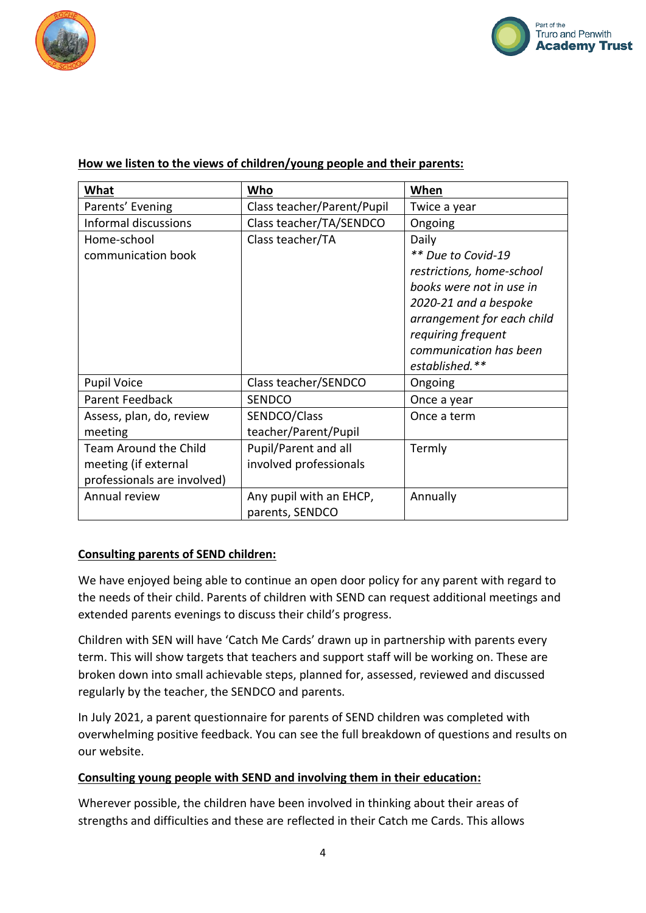**How we listen to the views of children/young people and their parents:**

| What | Who | When |
|---|---|---|
| Parents' Evening | Class teacher/Parent/Pupil | Twice a year |
| Informal discussions | Class teacher/TA/SENDCO | Ongoing |
| Home-school communication book | Class teacher/TA | Daily *** Due to Covid-19 restrictions, home-school books were not in use in 2020-21 and a bespoke arrangement for each child requiring frequent communication has been established.*** |
| Pupil Voice | Class teacher/SENDCO | Ongoing |
| Parent Feedback | SENDCO | Once a year |
| Assess, plan, do, review meeting | SENDCO/Class teacher/Parent/Pupil | Once a term |
| Team Around the Child meeting (if external professionals are involved) | Pupil/Parent and all involved professionals | Termly |
| Annual review | Any pupil with an EHCP, parents, SENDCO | Annually |

**Consulting parents of SEND children:**

We have enjoyed being able to continue an open door policy for any parent with regard to the needs of their child. Parents of children with SEND can request additional meetings and extended parents evenings to discuss their child's progress.

Children with SEN will have 'Catch Me Cards' drawn up in partnership with parents every term. This will show targets that teachers and support staff will be working on. These are broken down into small achievable steps, planned for, assessed, reviewed and discussed regularly by the teacher, the SENDCO and parents.

In July 2021, a parent questionnaire for parents of SEND children was completed with overwhelming positive feedback. You can see the full breakdown of questions and results on our website.

**Consulting young people with SEND and involving them in their education:**

Wherever possible, the children have been involved in thinking about their areas of strengths and difficulties and these are reflected in their Catch me Cards. This allows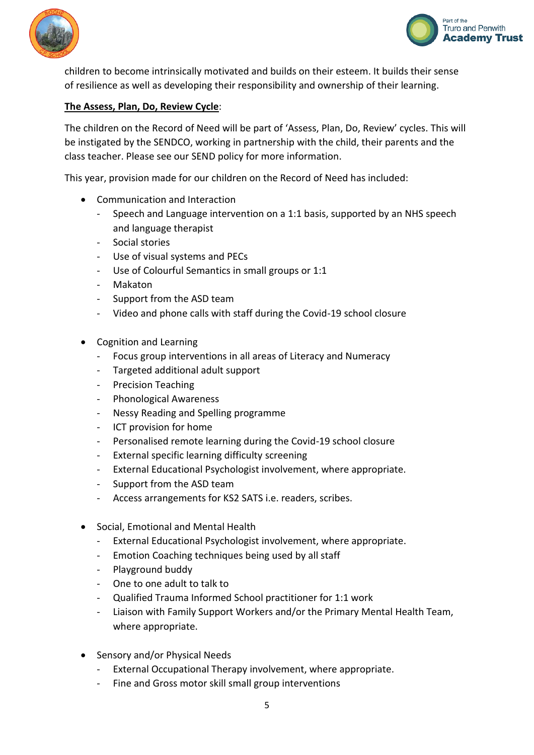children to become intrinsically motivated and builds on their esteem. It builds their sense of resilience as well as developing their responsibility and ownership of their learning.

**<u>The Assess, Plan, Do, Review Cycle</u>**:

The children on the Record of Need will be part of 'Assess, Plan, Do, Review' cycles. This will be instigated by the SENDCO, working in partnership with the child, their parents and the class teacher. Please see our SEND policy for more information.

This year, provision made for our children on the Record of Need has included:

- Communication and Interaction
  - Speech and Language intervention on a 1:1 basis, supported by an NHS speech and language therapist
  - Social stories
  - Use of visual systems and PECs
  - Use of Colourful Semantics in small groups or 1:1
  - Makaton
  - Support from the ASD team
  - Video and phone calls with staff during the Covid-19 school closure

- Cognition and Learning
  - Focus group interventions in all areas of Literacy and Numeracy
  - Targeted additional adult support
  - Precision Teaching
  - Phonological Awareness
  - Nessy Reading and Spelling programme
  - ICT provision for home
  - Personalised remote learning during the Covid-19 school closure
  - External specific learning difficulty screening
  - External Educational Psychologist involvement, where appropriate.
  - Support from the ASD team
  - Access arrangements for KS2 SATS i.e. readers, scribes.

- Social, Emotional and Mental Health
  - External Educational Psychologist involvement, where appropriate.
  - Emotion Coaching techniques being used by all staff
  - Playground buddy
  - One to one adult to talk to
  - Qualified Trauma Informed School practitioner for 1:1 work
  - Liaison with Family Support Workers and/or the Primary Mental Health Team, where appropriate.

- Sensory and/or Physical Needs
  - External Occupational Therapy involvement, where appropriate.
  - Fine and Gross motor skill small group interventions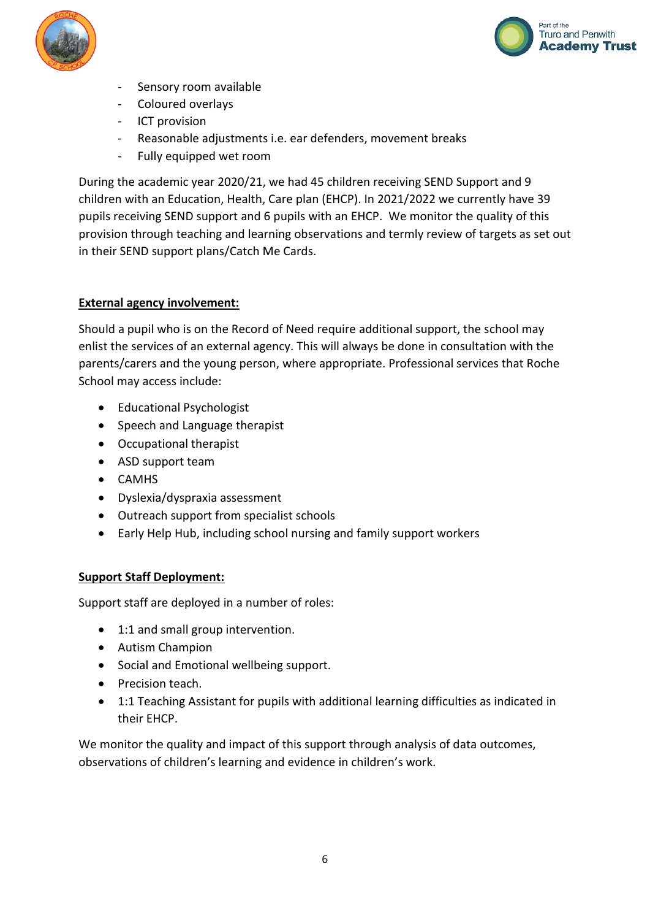- Sensory room available
- Coloured overlays
- ICT provision
- Reasonable adjustments i.e. ear defenders, movement breaks
- Fully equipped wet room

During the academic year 2020/21, we had 45 children receiving SEND Support and 9 children with an Education, Health, Care plan (EHCP). In 2021/2022 we currently have 39 pupils receiving SEND support and 6 pupils with an EHCP. We monitor the quality of this provision through teaching and learning observations and termly review of targets as set out in their SEND support plans/Catch Me Cards.

**External agency involvement:**

Should a pupil who is on the Record of Need require additional support, the school may enlist the services of an external agency. This will always be done in consultation with the parents/carers and the young person, where appropriate. Professional services that Roche School may access include:

- Educational Psychologist
- Speech and Language therapist
- Occupational therapist
- ASD support team
- CAMHS
- Dyslexia/dyspraxia assessment
- Outreach support from specialist schools
- Early Help Hub, including school nursing and family support workers

**Support Staff Deployment:**

Support staff are deployed in a number of roles:

- 1:1 and small group intervention.
- Autism Champion
- Social and Emotional wellbeing support.
- Precision teach.
- 1:1 Teaching Assistant for pupils with additional learning difficulties as indicated in their EHCP.

We monitor the quality and impact of this support through analysis of data outcomes, observations of children's learning and evidence in children's work.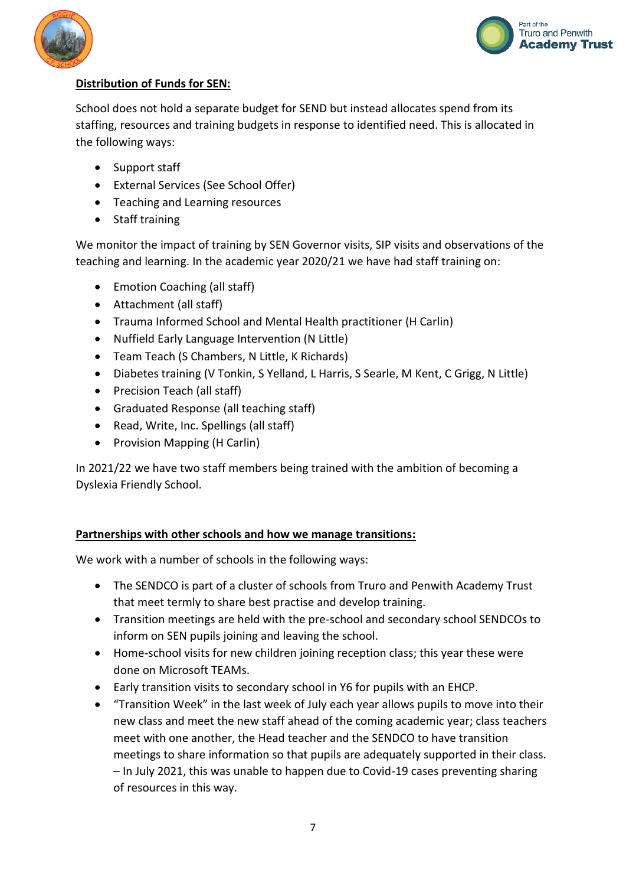**Distribution of Funds for SEN:**

School does not hold a separate budget for SEND but instead allocates spend from its staffing, resources and training budgets in response to identified need. This is allocated in the following ways:

- Support staff
- External Services (See School Offer)
- Teaching and Learning resources
- Staff training

We monitor the impact of training by SEN Governor visits, SIP visits and observations of the teaching and learning. In the academic year 2020/21 we have had staff training on:

- Emotion Coaching (all staff)
- Attachment (all staff)
- Trauma Informed School and Mental Health practitioner (H Carlin)
- Nuffield Early Language Intervention (N Little)
- Team Teach (S Chambers, N Little, K Richards)
- Diabetes training (V Tonkin, S Yelland, L Harris, S Searle, M Kent, C Grigg, N Little)
- Precision Teach (all staff)
- Graduated Response (all teaching staff)
- Read, Write, Inc. Spellings (all staff)
- Provision Mapping (H Carlin)

In 2021/22 we have two staff members being trained with the ambition of becoming a Dyslexia Friendly School.

**Partnerships with other schools and how we manage transitions:**

We work with a number of schools in the following ways:

- The SENDCO is part of a cluster of schools from Truro and Penwith Academy Trust that meet termly to share best practise and develop training.
- Transition meetings are held with the pre-school and secondary school SENDCOs to inform on SEN pupils joining and leaving the school.
- Home-school visits for new children joining reception class; this year these were done on Microsoft TEAMs.
- Early transition visits to secondary school in Y6 for pupils with an EHCP.
- "Transition Week" in the last week of July each year allows pupils to move into their new class and meet the new staff ahead of the coming academic year; class teachers meet with one another, the Head teacher and the SENDCO to have transition meetings to share information so that pupils are adequately supported in their class. – In July 2021, this was unable to happen due to Covid-19 cases preventing sharing of resources in this way.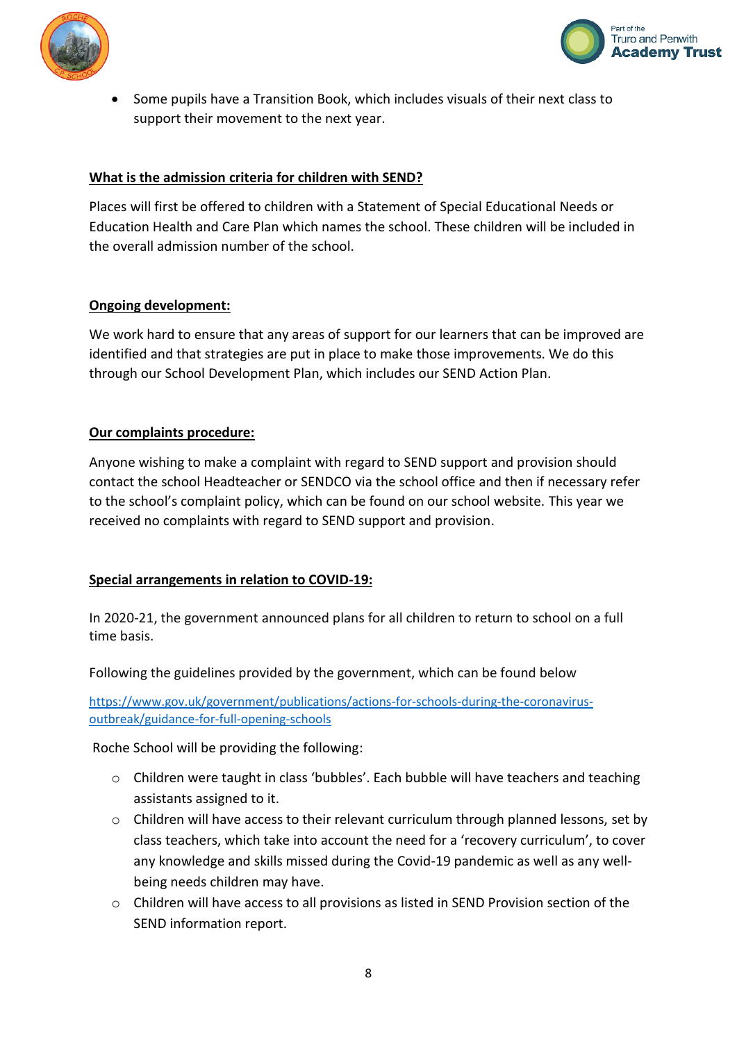- Some pupils have a Transition Book, which includes visuals of their next class to support their movement to the next year.

**What is the admission criteria for children with SEND?**

Places will first be offered to children with a Statement of Special Educational Needs or Education Health and Care Plan which names the school. These children will be included in the overall admission number of the school.

**Ongoing development:**

We work hard to ensure that any areas of support for our learners that can be improved are identified and that strategies are put in place to make those improvements. We do this through our School Development Plan, which includes our SEND Action Plan.

**Our complaints procedure:**

Anyone wishing to make a complaint with regard to SEND support and provision should contact the school Headteacher or SENDCO via the school office and then if necessary refer to the school's complaint policy, which can be found on our school website. This year we received no complaints with regard to SEND support and provision.

**Special arrangements in relation to COVID-19:**

In 2020-21, the government announced plans for all children to return to school on a full time basis.

Following the guidelines provided by the government, which can be found below

https://www.gov.uk/government/publications/actions-for-schools-during-the-coronavirus-outbreak/guidance-for-full-opening-schools

Roche School will be providing the following:

- Children were taught in class 'bubbles'. Each bubble will have teachers and teaching assistants assigned to it.
- Children will have access to their relevant curriculum through planned lessons, set by class teachers, which take into account the need for a 'recovery curriculum', to cover any knowledge and skills missed during the Covid-19 pandemic as well as any well-being needs children may have.
- Children will have access to all provisions as listed in SEND Provision section of the SEND information report.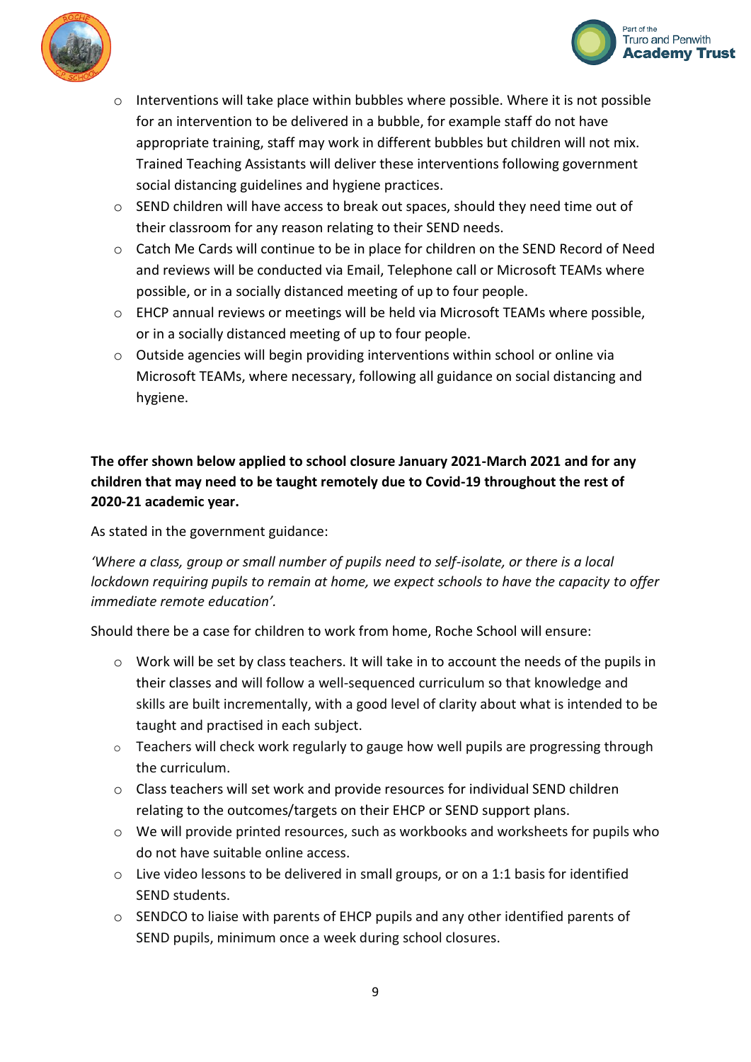- Interventions will take place within bubbles where possible. Where it is not possible for an intervention to be delivered in a bubble, for example staff do not have appropriate training, staff may work in different bubbles but children will not mix. Trained Teaching Assistants will deliver these interventions following government social distancing guidelines and hygiene practices.
- SEND children will have access to break out spaces, should they need time out of their classroom for any reason relating to their SEND needs.
- Catch Me Cards will continue to be in place for children on the SEND Record of Need and reviews will be conducted via Email, Telephone call or Microsoft TEAMs where possible, or in a socially distanced meeting of up to four people.
- EHCP annual reviews or meetings will be held via Microsoft TEAMs where possible, or in a socially distanced meeting of up to four people.
- Outside agencies will begin providing interventions within school or online via Microsoft TEAMs, where necessary, following all guidance on social distancing and hygiene.

**The offer shown below applied to school closure January 2021-March 2021 and for any children that may need to be taught remotely due to Covid-19 throughout the rest of 2020-21 academic year.**

As stated in the government guidance:

*'Where a class, group or small number of pupils need to self-isolate, or there is a local lockdown requiring pupils to remain at home, we expect schools to have the capacity to offer immediate remote education'.*

Should there be a case for children to work from home, Roche School will ensure:

- Work will be set by class teachers. It will take in to account the needs of the pupils in their classes and will follow a well-sequenced curriculum so that knowledge and skills are built incrementally, with a good level of clarity about what is intended to be taught and practised in each subject.
- Teachers will check work regularly to gauge how well pupils are progressing through the curriculum.
- Class teachers will set work and provide resources for individual SEND children relating to the outcomes/targets on their EHCP or SEND support plans.
- We will provide printed resources, such as workbooks and worksheets for pupils who do not have suitable online access.
- Live video lessons to be delivered in small groups, or on a 1:1 basis for identified SEND students.
- SENDCO to liaise with parents of EHCP pupils and any other identified parents of SEND pupils, minimum once a week during school closures.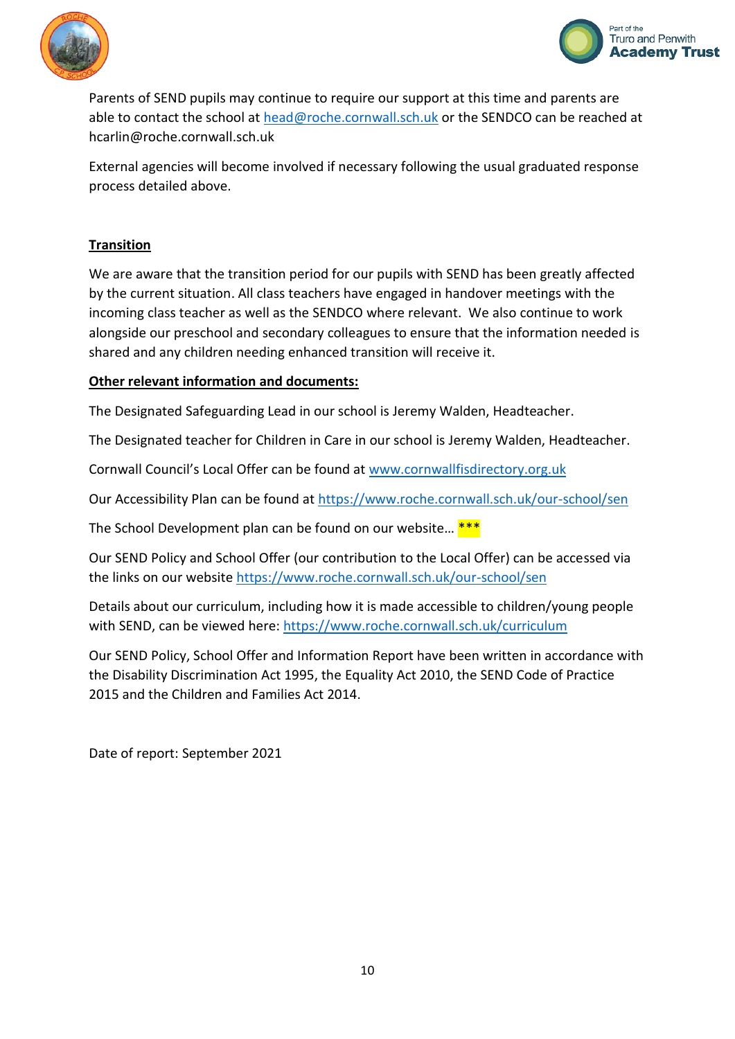Parents of SEND pupils may continue to require our support at this time and parents are able to contact the school at head@roche.cornwall.sch.uk or the SENDCO can be reached at hcarlin@roche.cornwall.sch.uk

External agencies will become involved if necessary following the usual graduated response process detailed above.

**Transition**

We are aware that the transition period for our pupils with SEND has been greatly affected by the current situation. All class teachers have engaged in handover meetings with the incoming class teacher as well as the SENDCO where relevant. We also continue to work alongside our preschool and secondary colleagues to ensure that the information needed is shared and any children needing enhanced transition will receive it.

**Other relevant information and documents:**

The Designated Safeguarding Lead in our school is Jeremy Walden, Headteacher.

The Designated teacher for Children in Care in our school is Jeremy Walden, Headteacher.

Cornwall Council's Local Offer can be found at www.cornwallfisdirectory.org.uk

Our Accessibility Plan can be found at https://www.roche.cornwall.sch.uk/our-school/sen

The School Development plan can be found on our website… ***

Our SEND Policy and School Offer (our contribution to the Local Offer) can be accessed via the links on our website https://www.roche.cornwall.sch.uk/our-school/sen

Details about our curriculum, including how it is made accessible to children/young people with SEND, can be viewed here: https://www.roche.cornwall.sch.uk/curriculum

Our SEND Policy, School Offer and Information Report have been written in accordance with the Disability Discrimination Act 1995, the Equality Act 2010, the SEND Code of Practice 2015 and the Children and Families Act 2014.

Date of report: September 2021